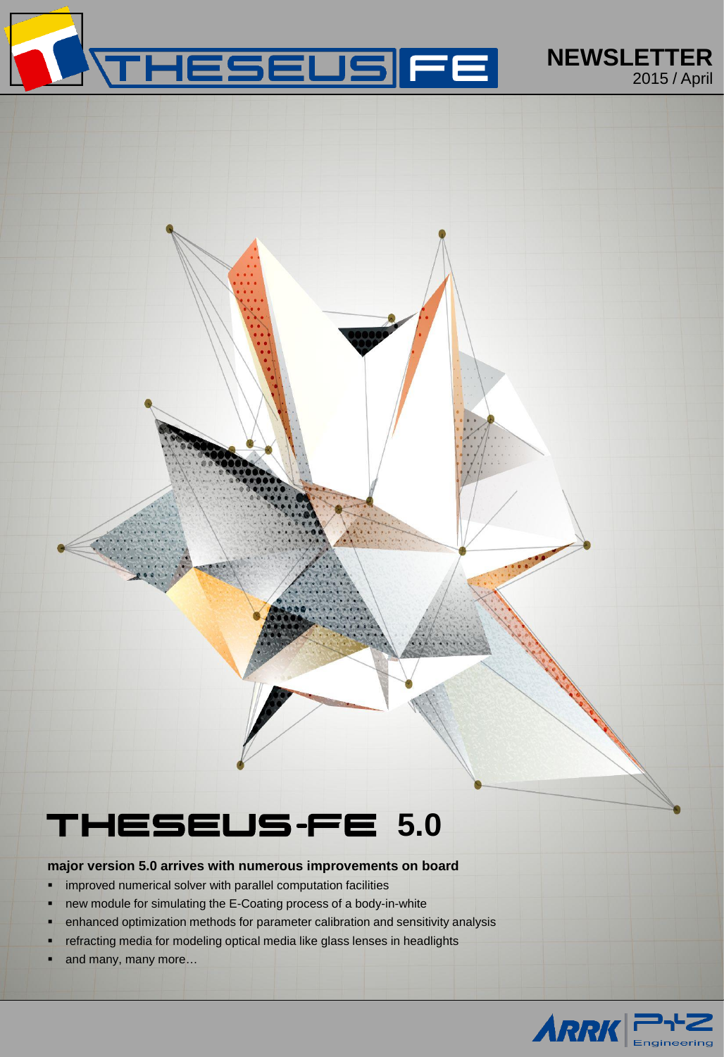THESEUS FE

**NEWSLETTER**
2015 / April

# THESEUS-FE 5.0

**major version 5.0 arrives with numerous improvements on board**

- improved numerical solver with parallel computation facilities
- new module for simulating the E-Coating process of a body-in-white
- enhanced optimization methods for parameter calibration and sensitivity analysis
- refracting media for modeling optical media like glass lenses in headlights
- and many, many more…

ARRK P+Z Engineering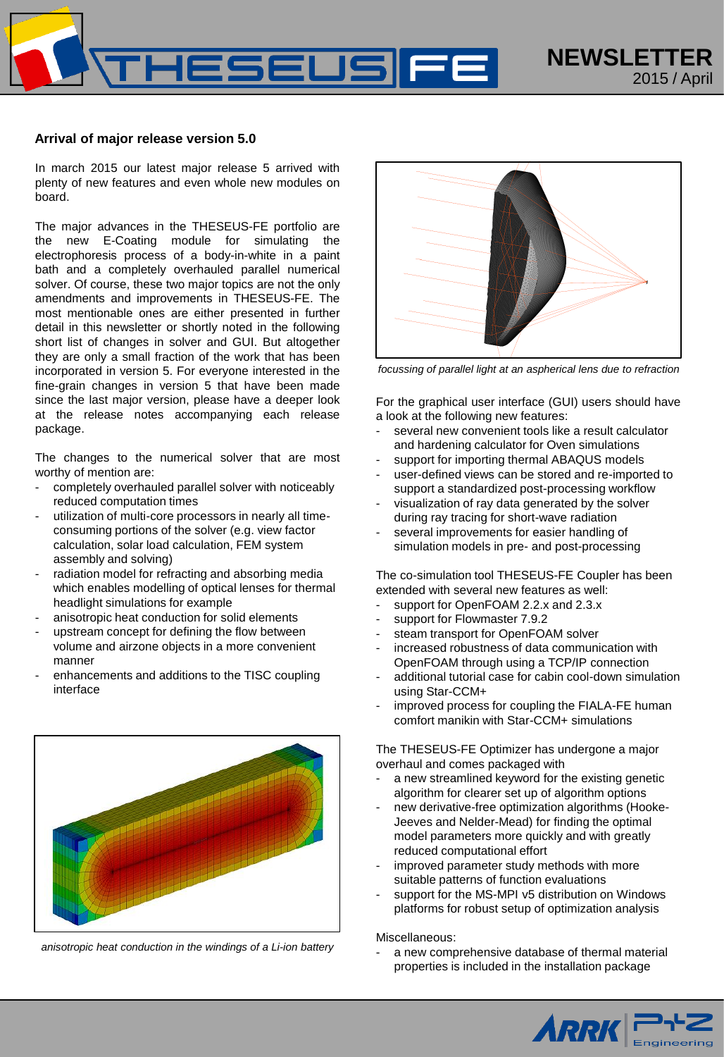### Arrival of major release version 5.0

In march 2015 our latest major release 5 arrived with plenty of new features and even whole new modules on board.

The major advances in the THESEUS-FE portfolio are the new E-Coating module for simulating the electrophoresis process of a body-in-white in a paint bath and a completely overhauled parallel numerical solver. Of course, these two major topics are not the only amendments and improvements in THESEUS-FE. The most mentionable ones are either presented in further detail in this newsletter or shortly noted in the following short list of changes in solver and GUI. But altogether they are only a small fraction of the work that has been incorporated in version 5. For everyone interested in the fine-grain changes in version 5 that have been made since the last major version, please have a deeper look at the release notes accompanying each release package.

The changes to the numerical solver that are most worthy of mention are:

- completely overhauled parallel solver with noticeably reduced computation times
- utilization of multi-core processors in nearly all time-consuming portions of the solver (e.g. view factor calculation, solar load calculation, FEM system assembly and solving)
- radiation model for refracting and absorbing media which enables modelling of optical lenses for thermal headlight simulations for example
- anisotropic heat conduction for solid elements
- upstream concept for defining the flow between volume and airzone objects in a more convenient manner
- enhancements and additions to the TISC coupling interface

*anisotropic heat conduction in the windings of a Li-ion battery*

*focussing of parallel light at an aspherical lens due to refraction*

For the graphical user interface (GUI) users should have a look at the following new features:

- several new convenient tools like a result calculator and hardening calculator for Oven simulations
- support for importing thermal ABAQUS models
- user-defined views can be stored and re-imported to support a standardized post-processing workflow
- visualization of ray data generated by the solver during ray tracing for short-wave radiation
- several improvements for easier handling of simulation models in pre- and post-processing

The co-simulation tool THESEUS-FE Coupler has been extended with several new features as well:

- support for OpenFOAM 2.2.x and 2.3.x
- support for Flowmaster 7.9.2
- steam transport for OpenFOAM solver
- increased robustness of data communication with OpenFOAM through using a TCP/IP connection
- additional tutorial case for cabin cool-down simulation using Star-CCM+
- improved process for coupling the FIALA-FE human comfort manikin with Star-CCM+ simulations

The THESEUS-FE Optimizer has undergone a major overhaul and comes packaged with

- a new streamlined keyword for the existing genetic algorithm for clearer set up of algorithm options
- new derivative-free optimization algorithms (Hooke-Jeeves and Nelder-Mead) for finding the optimal model parameters more quickly and with greatly reduced computational effort
- improved parameter study methods with more suitable patterns of function evaluations
- support for the MS-MPI v5 distribution on Windows platforms for robust setup of optimization analysis

Miscellaneous:

- a new comprehensive database of thermal material properties is included in the installation package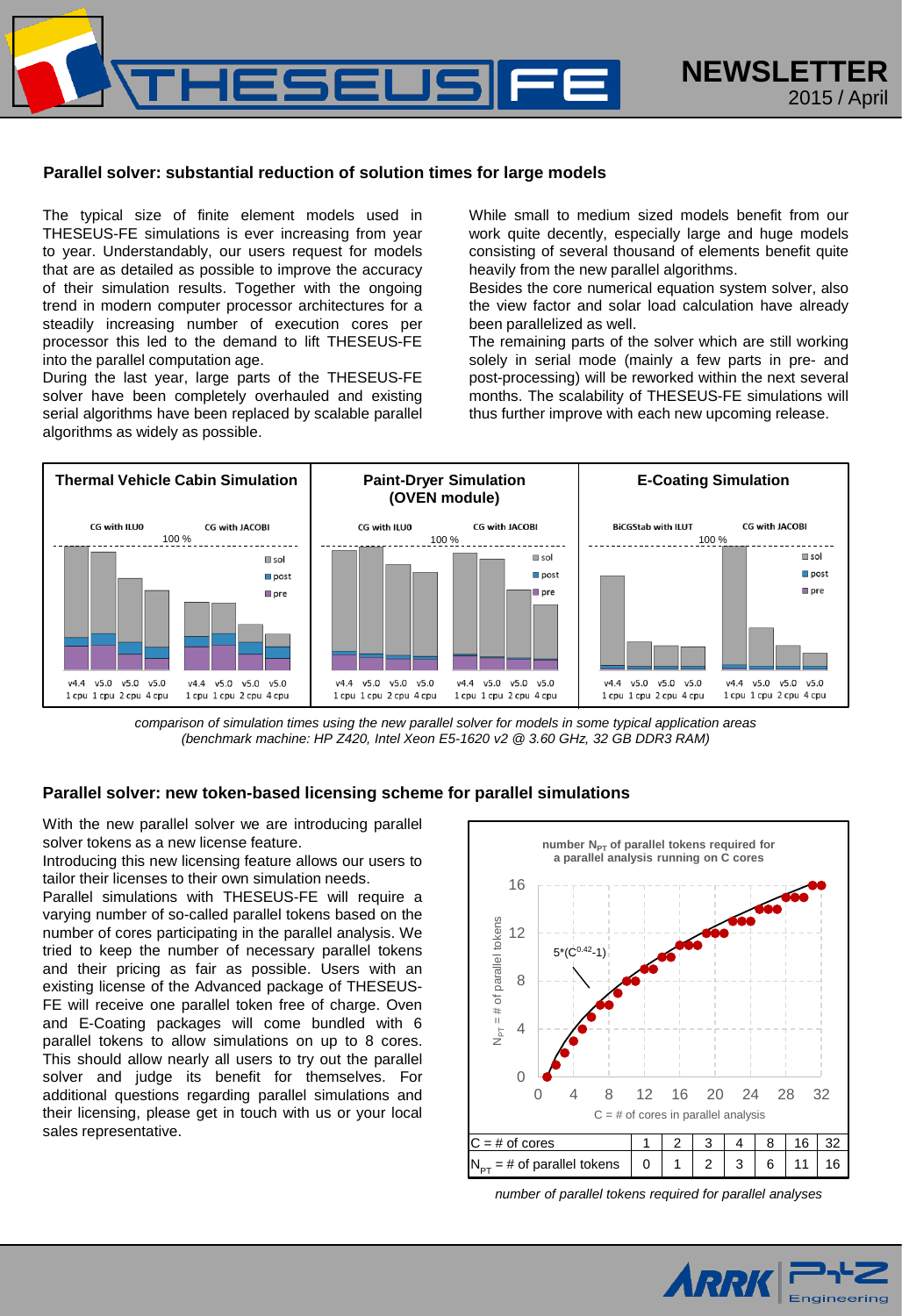## Parallel solver: substantial reduction of solution times for large models

The typical size of finite element models used in THESEUS-FE simulations is ever increasing from year to year. Understandably, our users request for models that are as detailed as possible to improve the accuracy of their simulation results. Together with the ongoing trend in modern computer processor architectures for a steadily increasing number of execution cores per processor this led to the demand to lift THESEUS-FE into the parallel computation age.

During the last year, large parts of the THESEUS-FE solver have been completely overhauled and existing serial algorithms have been replaced by scalable parallel algorithms as widely as possible.

While small to medium sized models benefit from our work quite decently, especially large and huge models consisting of several thousand of elements benefit quite heavily from the new parallel algorithms.

Besides the core numerical equation system solver, also the view factor and solar load calculation have already been parallelized as well.

The remaining parts of the solver which are still working solely in serial mode (mainly a few parts in pre- and post-processing) will be reworked within the next several months. The scalability of THESEUS-FE simulations will thus further improve with each new upcoming release.

| Thermal Vehicle Cabin Simulation | Paint-Dryer Simulation (OVEN module) | E-Coating Simulation |
|---|---|---|
| CG with ILU0 / CG with JACOBI | CG with ILU0 / CG with JACOBI | BiCGStab with ILUT / CG with JACOBI |
| v4.4 1 cpu, v5.0 1 cpu, v5.0 2 cpu, v5.0 4 cpu | v4.4 1 cpu, v5.0 1 cpu, v5.0 2 cpu, v5.0 4 cpu | v4.4 1 cpu, v5.0 1 cpu, v5.0 2 cpu, v5.0 4 cpu |

*comparison of simulation times using the new parallel solver for models in some typical application areas (benchmark machine: HP Z420, Intel Xeon E5-1620 v2 @ 3.60 GHz, 32 GB DDR3 RAM)*

## Parallel solver: new token-based licensing scheme for parallel simulations

With the new parallel solver we are introducing parallel solver tokens as a new license feature.

Introducing this new licensing feature allows our users to tailor their licenses to their own simulation needs.

Parallel simulations with THESEUS-FE will require a varying number of so-called parallel tokens based on the number of cores participating in the parallel analysis. We tried to keep the number of necessary parallel tokens and their pricing as fair as possible. Users with an existing license of the Advanced package of THESEUS-FE will receive one parallel token free of charge. Oven and E-Coating packages will come bundled with 6 parallel tokens to allow simulations on up to 8 cores. This should allow nearly all users to try out the parallel solver and judge its benefit for themselves. For additional questions regarding parallel simulations and their licensing, please get in touch with us or your local sales representative.

number $N_{PT}$ of parallel tokens required for a parallel analysis running on C cores: $5 \cdot (C^{0.42} - 1)$

| C = # of cores | 1 | 2 | 3 | 4 | 8 | 16 | 32 |
|---|---|---|---|---|---|---|---|
| $N_{PT}$ = # of parallel tokens | 0 | 1 | 2 | 3 | 6 | 11 | 16 |

*number of parallel tokens required for parallel analyses*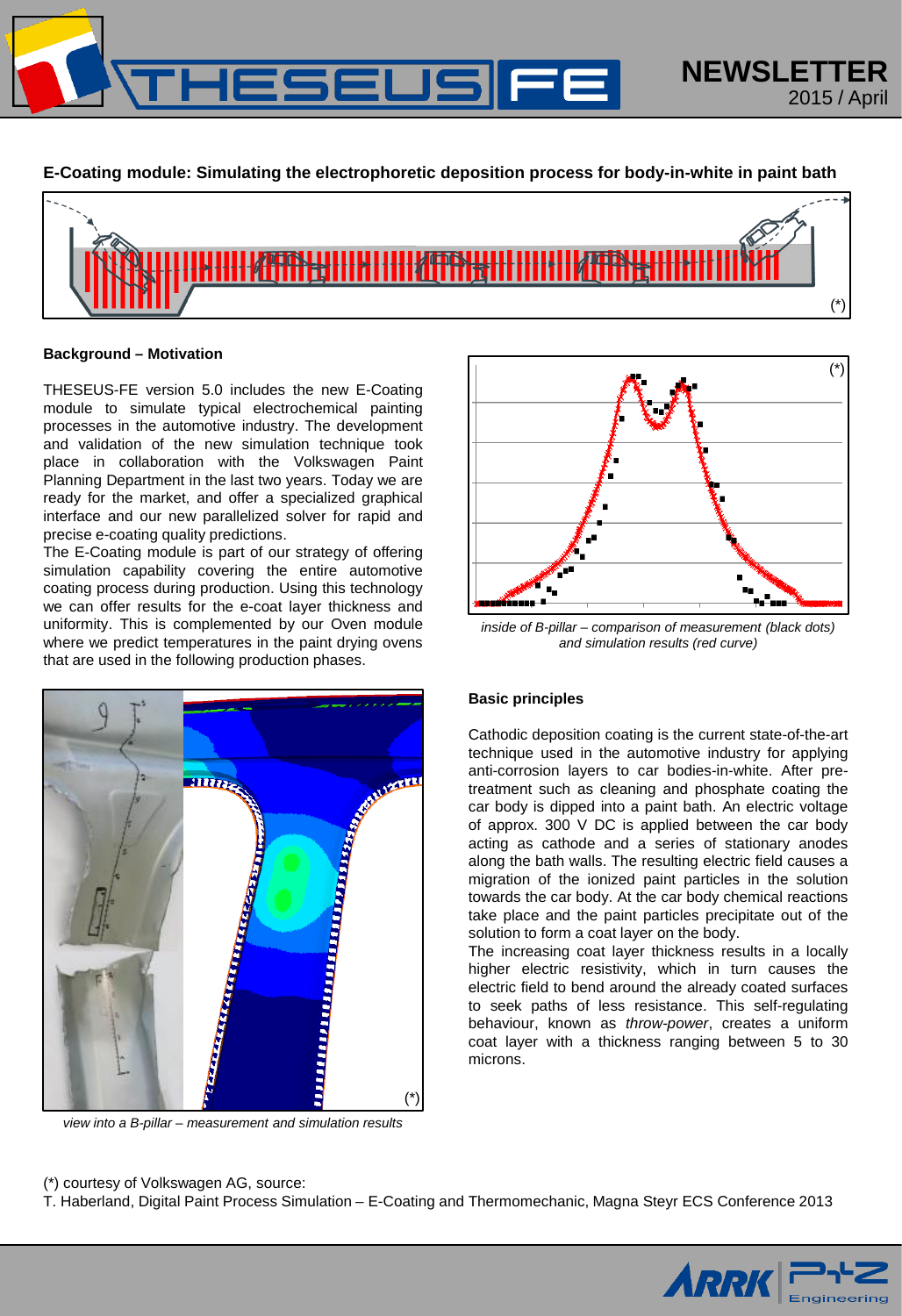# NEWSLETTER

2015 / April

## E-Coating module: Simulating the electrophoretic deposition process for body-in-white in paint bath

(*)

### Background – Motivation

THESEUS-FE version 5.0 includes the new E-Coating module to simulate typical electrochemical painting processes in the automotive industry. The development and validation of the new simulation technique took place in collaboration with the Volkswagen Paint Planning Department in the last two years. Today we are ready for the market, and offer a specialized graphical interface and our new parallelized solver for rapid and precise e-coating quality predictions.

The E-Coating module is part of our strategy of offering simulation capability covering the entire automotive coating process during production. Using this technology we can offer results for the e-coat layer thickness and uniformity. This is complemented by our Oven module where we predict temperatures in the paint drying ovens that are used in the following production phases.

(*)

*inside of B-pillar – comparison of measurement (black dots) and simulation results (red curve)*

(*)

*view into a B-pillar – measurement and simulation results*

### Basic principles

Cathodic deposition coating is the current state-of-the-art technique used in the automotive industry for applying anti-corrosion layers to car bodies-in-white. After pre-treatment such as cleaning and phosphate coating the car body is dipped into a paint bath. An electric voltage of approx. 300 V DC is applied between the car body acting as cathode and a series of stationary anodes along the bath walls. The resulting electric field causes a migration of the ionized paint particles in the solution towards the car body. At the car body chemical reactions take place and the paint particles precipitate out of the solution to form a coat layer on the body.

The increasing coat layer thickness results in a locally higher electric resistivity, which in turn causes the electric field to bend around the already coated surfaces to seek paths of less resistance. This self-regulating behaviour, known as *throw-power*, creates a uniform coat layer with a thickness ranging between 5 to 30 microns.

(*) courtesy of Volkswagen AG, source:
T. Haberland, Digital Paint Process Simulation – E-Coating and Thermomechanic, Magna Steyr ECS Conference 2013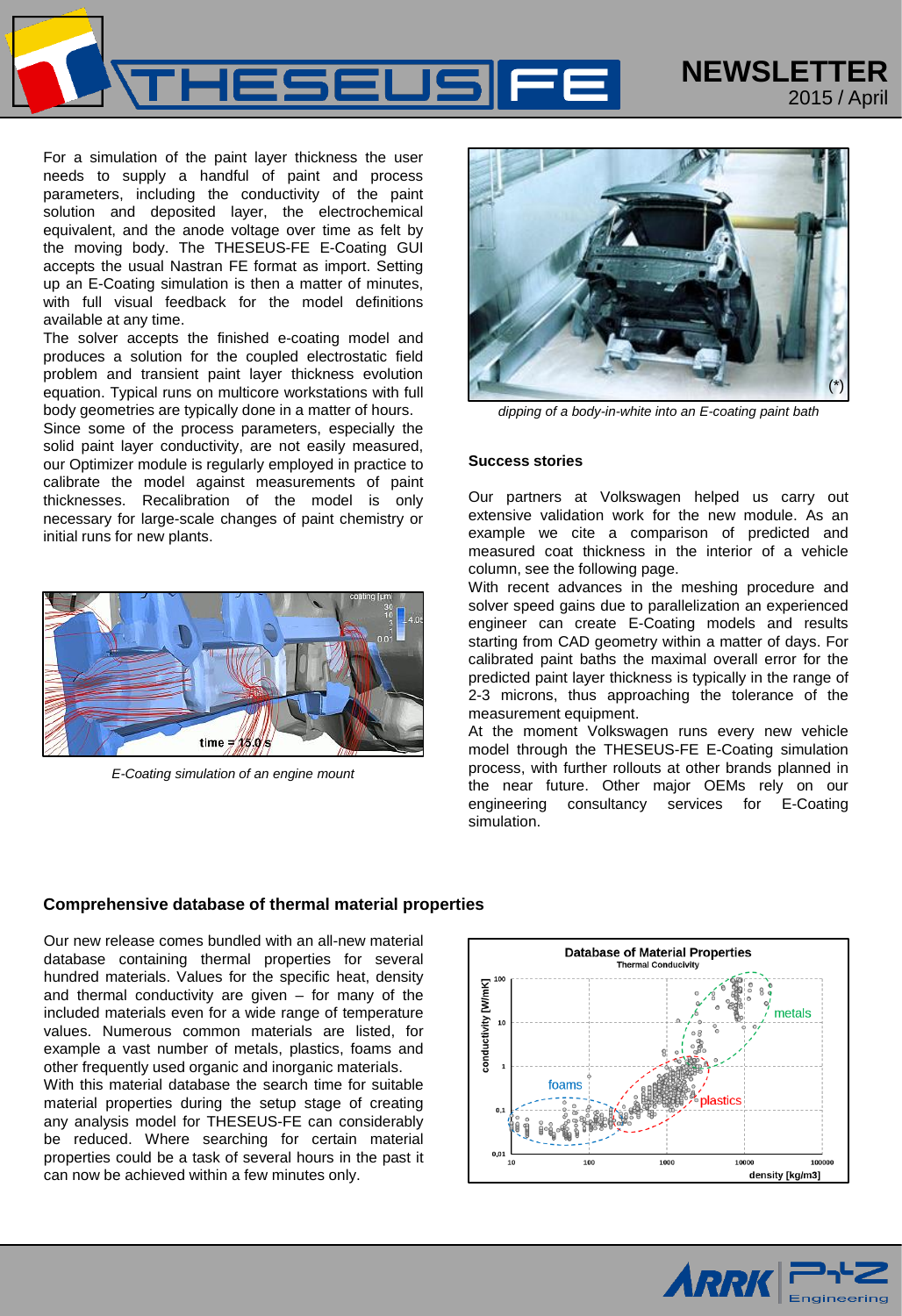For a simulation of the paint layer thickness the user needs to supply a handful of paint and process parameters, including the conductivity of the paint solution and deposited layer, the electrochemical equivalent, and the anode voltage over time as felt by the moving body. The THESEUS-FE E-Coating GUI accepts the usual Nastran FE format as import. Setting up an E-Coating simulation is then a matter of minutes, with full visual feedback for the model definitions available at any time.

The solver accepts the finished e-coating model and produces a solution for the coupled electrostatic field problem and transient paint layer thickness evolution equation. Typical runs on multicore workstations with full body geometries are typically done in a matter of hours.

Since some of the process parameters, especially the solid paint layer conductivity, are not easily measured, our Optimizer module is regularly employed in practice to calibrate the model against measurements of paint thicknesses. Recalibration of the model is only necessary for large-scale changes of paint chemistry or initial runs for new plants.

*E-Coating simulation of an engine mount*

*dipping of a body-in-white into an E-coating paint bath*

**Success stories**

Our partners at Volkswagen helped us carry out extensive validation work for the new module. As an example we cite a comparison of predicted and measured coat thickness in the interior of a vehicle column, see the following page.

With recent advances in the meshing procedure and solver speed gains due to parallelization an experienced engineer can create E-Coating models and results starting from CAD geometry within a matter of days. For calibrated paint baths the maximal overall error for the predicted paint layer thickness is typically in the range of 2-3 microns, thus approaching the tolerance of the measurement equipment.

At the moment Volkswagen runs every new vehicle model through the THESEUS-FE E-Coating simulation process, with further rollouts at other brands planned in the near future. Other major OEMs rely on our engineering consultancy services for E-Coating simulation.

## Comprehensive database of thermal material properties

Our new release comes bundled with an all-new material database containing thermal properties for several hundred materials. Values for the specific heat, density and thermal conductivity are given – for many of the included materials even for a wide range of temperature values. Numerous common materials are listed, for example a vast number of metals, plastics, foams and other frequently used organic and inorganic materials.

With this material database the search time for suitable material properties during the setup stage of creating any analysis model for THESEUS-FE can considerably be reduced. Where searching for certain material properties could be a task of several hours in the past it can now be achieved within a few minutes only.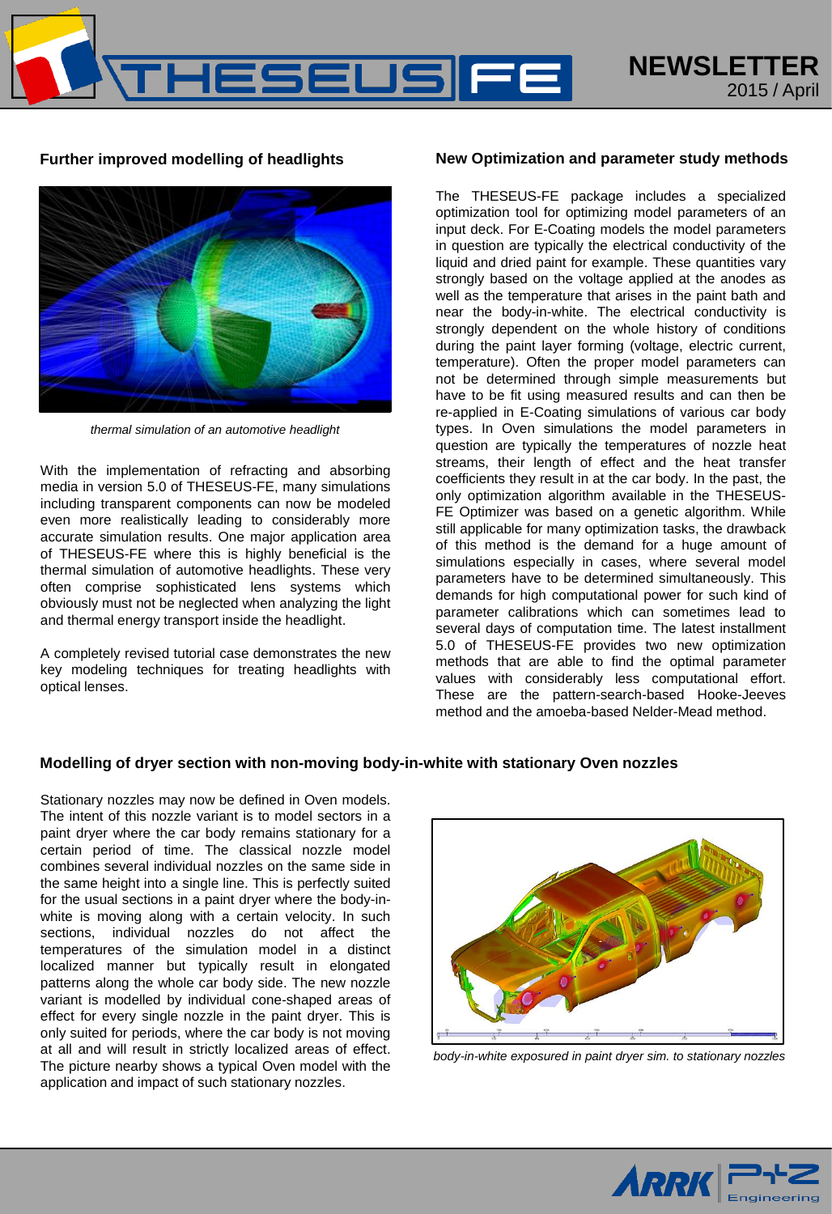## Further improved modelling of headlights

*thermal simulation of an automotive headlight*

With the implementation of refracting and absorbing media in version 5.0 of THESEUS-FE, many simulations including transparent components can now be modeled even more realistically leading to considerably more accurate simulation results. One major application area of THESEUS-FE where this is highly beneficial is the thermal simulation of automotive headlights. These very often comprise sophisticated lens systems which obviously must not be neglected when analyzing the light and thermal energy transport inside the headlight.

A completely revised tutorial case demonstrates the new key modeling techniques for treating headlights with optical lenses.

## New Optimization and parameter study methods

The THESEUS-FE package includes a specialized optimization tool for optimizing model parameters of an input deck. For E-Coating models the model parameters in question are typically the electrical conductivity of the liquid and dried paint for example. These quantities vary strongly based on the voltage applied at the anodes as well as the temperature that arises in the paint bath and near the body-in-white. The electrical conductivity is strongly dependent on the whole history of conditions during the paint layer forming (voltage, electric current, temperature). Often the proper model parameters can not be determined through simple measurements but have to be fit using measured results and can then be re-applied in E-Coating simulations of various car body types. In Oven simulations the model parameters in question are typically the temperatures of nozzle heat streams, their length of effect and the heat transfer coefficients they result in at the car body. In the past, the only optimization algorithm available in the THESEUS-FE Optimizer was based on a genetic algorithm. While still applicable for many optimization tasks, the drawback of this method is the demand for a huge amount of simulations especially in cases, where several model parameters have to be determined simultaneously. This demands for high computational power for such kind of parameter calibrations which can sometimes lead to several days of computation time. The latest installment 5.0 of THESEUS-FE provides two new optimization methods that are able to find the optimal parameter values with considerably less computational effort. These are the pattern-search-based Hooke-Jeeves method and the amoeba-based Nelder-Mead method.

## Modelling of dryer section with non-moving body-in-white with stationary Oven nozzles

Stationary nozzles may now be defined in Oven models. The intent of this nozzle variant is to model sectors in a paint dryer where the car body remains stationary for a certain period of time. The classical nozzle model combines several individual nozzles on the same side in the same height into a single line. This is perfectly suited for the usual sections in a paint dryer where the body-in-white is moving along with a certain velocity. In such sections, individual nozzles do not affect the temperatures of the simulation model in a distinct localized manner but typically result in elongated patterns along the whole car body side. The new nozzle variant is modelled by individual cone-shaped areas of effect for every single nozzle in the paint dryer. This is only suited for periods, where the car body is not moving at all and will result in strictly localized areas of effect. The picture nearby shows a typical Oven model with the application and impact of such stationary nozzles.

*body-in-white exposured in paint dryer sim. to stationary nozzles*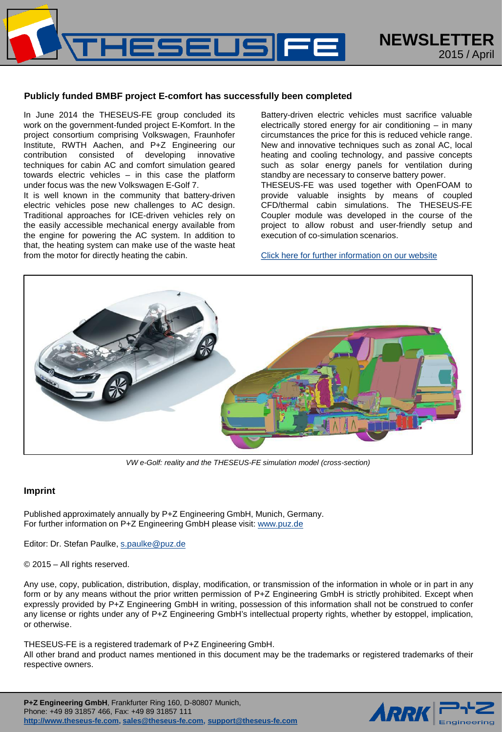## Publicly funded BMBF project E-comfort has successfully been completed

In June 2014 the THESEUS-FE group concluded its work on the government-funded project E-Komfort. In the project consortium comprising Volkswagen, Fraunhofer Institute, RWTH Aachen, and P+Z Engineering our contribution consisted of developing innovative techniques for cabin AC and comfort simulation geared towards electric vehicles – in this case the platform under focus was the new Volkswagen E-Golf 7.

It is well known in the community that battery-driven electric vehicles pose new challenges to AC design. Traditional approaches for ICE-driven vehicles rely on the easily accessible mechanical energy available from the engine for powering the AC system. In addition to that, the heating system can make use of the waste heat from the motor for directly heating the cabin.

Battery-driven electric vehicles must sacrifice valuable electrically stored energy for air conditioning – in many circumstances the price for this is reduced vehicle range. New and innovative techniques such as zonal AC, local heating and cooling technology, and passive concepts such as solar energy panels for ventilation during standby are necessary to conserve battery power.

THESEUS-FE was used together with OpenFOAM to provide valuable insights by means of coupled CFD/thermal cabin simulations. The THESEUS-FE Coupler module was developed in the course of the project to allow robust and user-friendly setup and execution of co-simulation scenarios.

Click here for further information on our website

*VW e-Golf: reality and the THESEUS-FE simulation model (cross-section)*

## Imprint

Published approximately annually by P+Z Engineering GmbH, Munich, Germany.
For further information on P+Z Engineering GmbH please visit: www.puz.de

Editor: Dr. Stefan Paulke, s.paulke@puz.de

© 2015 – All rights reserved.

Any use, copy, publication, distribution, display, modification, or transmission of the information in whole or in part in any form or by any means without the prior written permission of P+Z Engineering GmbH is strictly prohibited. Except when expressly provided by P+Z Engineering GmbH in writing, possession of this information shall not be construed to confer any license or rights under any of P+Z Engineering GmbH's intellectual property rights, whether by estoppel, implication, or otherwise.

THESEUS-FE is a registered trademark of P+Z Engineering GmbH.
All other brand and product names mentioned in this document may be the trademarks or registered trademarks of their respective owners.

**P+Z Engineering GmbH**, Frankfurter Ring 160, D-80807 Munich,
Phone: +49 89 31857 466, Fax: +49 89 31857 111
**http://www.theseus-fe.com, sales@theseus-fe.com, support@theseus-fe.com**